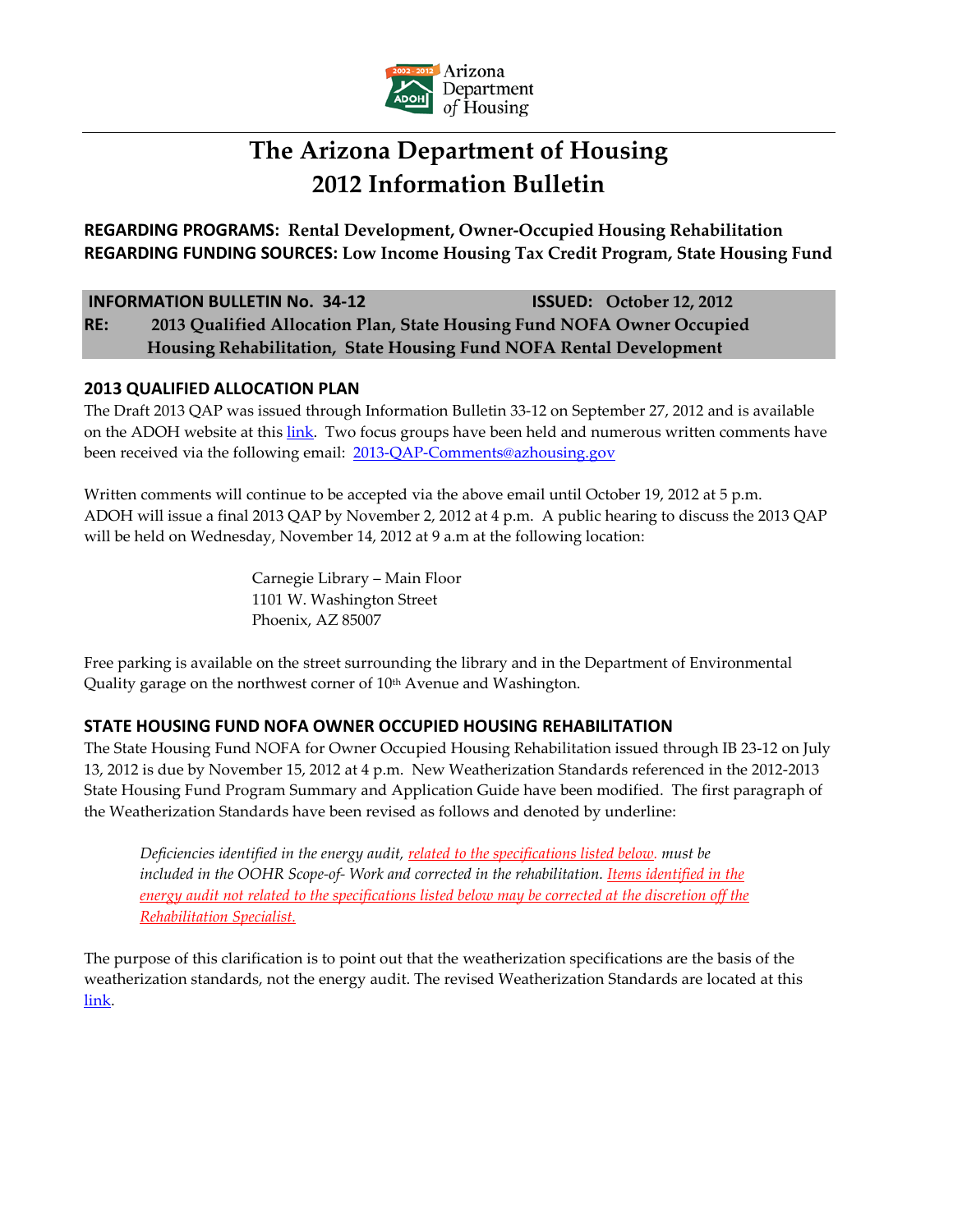Arizona Department of Housing

# The Arizona Department of Housing
# 2012 Information Bulletin

**REGARDING PROGRAMS: Rental Development, Owner-Occupied Housing Rehabilitation**
**REGARDING FUNDING SOURCES: Low Income Housing Tax Credit Program, State Housing Fund**

**INFORMATION BULLETIN No. 34-12** **ISSUED: October 12, 2012**
**RE: 2013 Qualified Allocation Plan, State Housing Fund NOFA Owner Occupied Housing Rehabilitation, State Housing Fund NOFA Rental Development**

## 2013 QUALIFIED ALLOCATION PLAN

The Draft 2013 QAP was issued through Information Bulletin 33-12 on September 27, 2012 and is available on the ADOH website at this link. Two focus groups have been held and numerous written comments have been received via the following email: 2013-QAP-Comments@azhousing.gov

Written comments will continue to be accepted via the above email until October 19, 2012 at 5 p.m. ADOH will issue a final 2013 QAP by November 2, 2012 at 4 p.m. A public hearing to discuss the 2013 QAP will be held on Wednesday, November 14, 2012 at 9 a.m at the following location:

Carnegie Library – Main Floor
1101 W. Washington Street
Phoenix, AZ 85007

Free parking is available on the street surrounding the library and in the Department of Environmental Quality garage on the northwest corner of 10th Avenue and Washington.

## STATE HOUSING FUND NOFA OWNER OCCUPIED HOUSING REHABILITATION

The State Housing Fund NOFA for Owner Occupied Housing Rehabilitation issued through IB 23-12 on July 13, 2012 is due by November 15, 2012 at 4 p.m. New Weatherization Standards referenced in the 2012-2013 State Housing Fund Program Summary and Application Guide have been modified. The first paragraph of the Weatherization Standards have been revised as follows and denoted by underline:

> *Deficiencies identified in the energy audit, related to the specifications listed below. must be included in the OOHR Scope-of- Work and corrected in the rehabilitation. Items identified in the energy audit not related to the specifications listed below may be corrected at the discretion off the Rehabilitation Specialist.*

The purpose of this clarification is to point out that the weatherization specifications are the basis of the weatherization standards, not the energy audit. The revised Weatherization Standards are located at this link.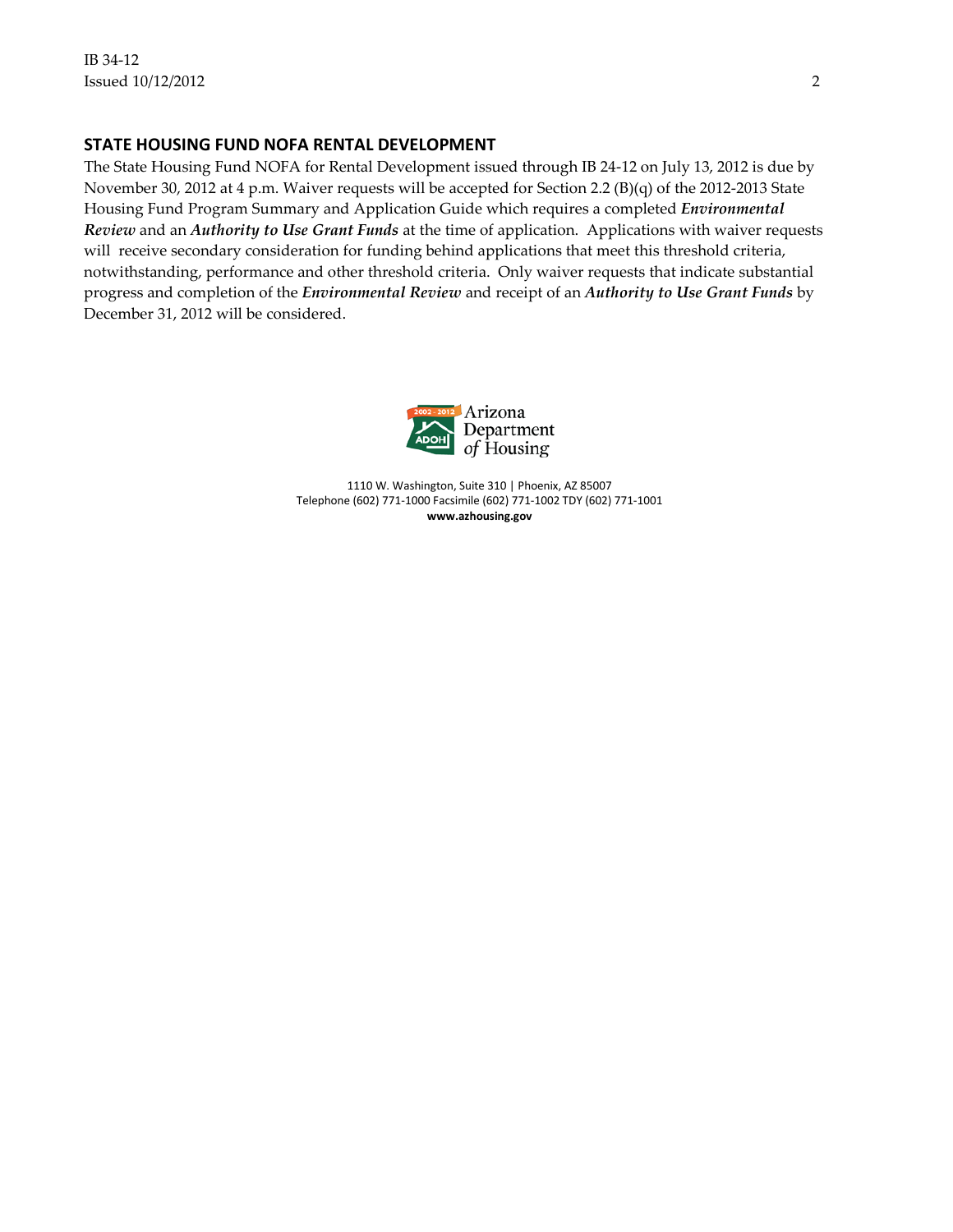## STATE HOUSING FUND NOFA RENTAL DEVELOPMENT

The State Housing Fund NOFA for Rental Development issued through IB 24-12 on July 13, 2012 is due by November 30, 2012 at 4 p.m. Waiver requests will be accepted for Section 2.2 (B)(q) of the 2012-2013 State Housing Fund Program Summary and Application Guide which requires a completed ***Environmental Review*** and an ***Authority to Use Grant Funds*** at the time of application. Applications with waiver requests will receive secondary consideration for funding behind applications that meet this threshold criteria, notwithstanding, performance and other threshold criteria. Only waiver requests that indicate substantial progress and completion of the ***Environmental Review*** and receipt of an ***Authority to Use Grant Funds*** by December 31, 2012 will be considered.

Arizona Department of Housing

1110 W. Washington, Suite 310 | Phoenix, AZ 85007
Telephone (602) 771-1000 Facsimile (602) 771-1002 TDY (602) 771-1001
**www.azhousing.gov**